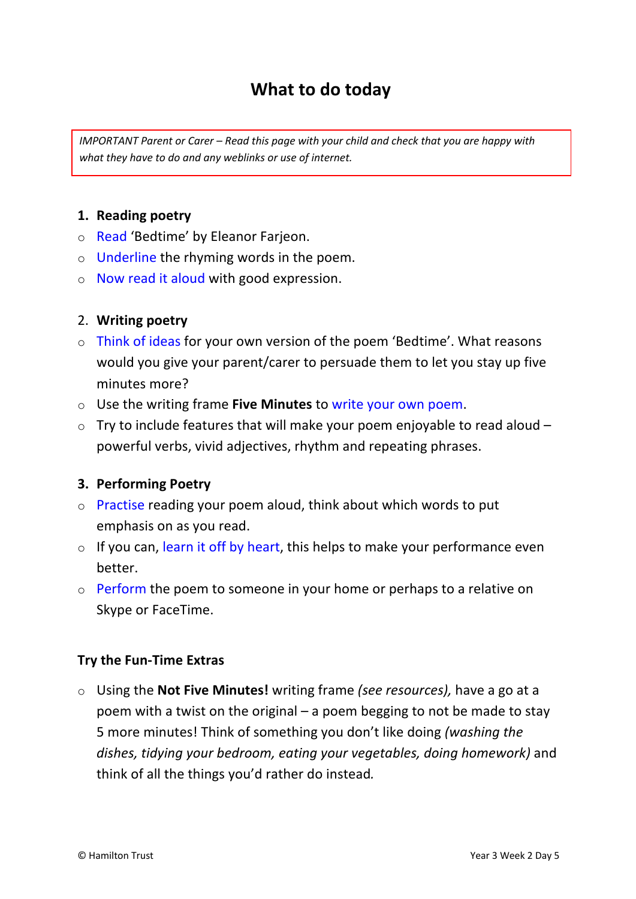# What to do today

*IMPORTANT Parent or Carer – Read this page with your child and check that you are happy with what they have to do and any weblinks or use of internet.*

## 1. Reading poetry

- Read 'Bedtime' by Eleanor Farjeon.
- Underline the rhyming words in the poem.
- Now read it aloud with good expression.

## 2. Writing poetry

- Think of ideas for your own version of the poem 'Bedtime'. What reasons would you give your parent/carer to persuade them to let you stay up five minutes more?
- Use the writing frame **Five Minutes** to write your own poem.
- Try to include features that will make your poem enjoyable to read aloud – powerful verbs, vivid adjectives, rhythm and repeating phrases.

## 3. Performing Poetry

- Practise reading your poem aloud, think about which words to put emphasis on as you read.
- If you can, learn it off by heart, this helps to make your performance even better.
- Perform the poem to someone in your home or perhaps to a relative on Skype or FaceTime.

## Try the Fun-Time Extras

- Using the **Not Five Minutes!** writing frame *(see resources),* have a go at a poem with a twist on the original – a poem begging to not be made to stay 5 more minutes! Think of something you don't like doing *(washing the dishes, tidying your bedroom, eating your vegetables, doing homework)* and think of all the things you'd rather do instead.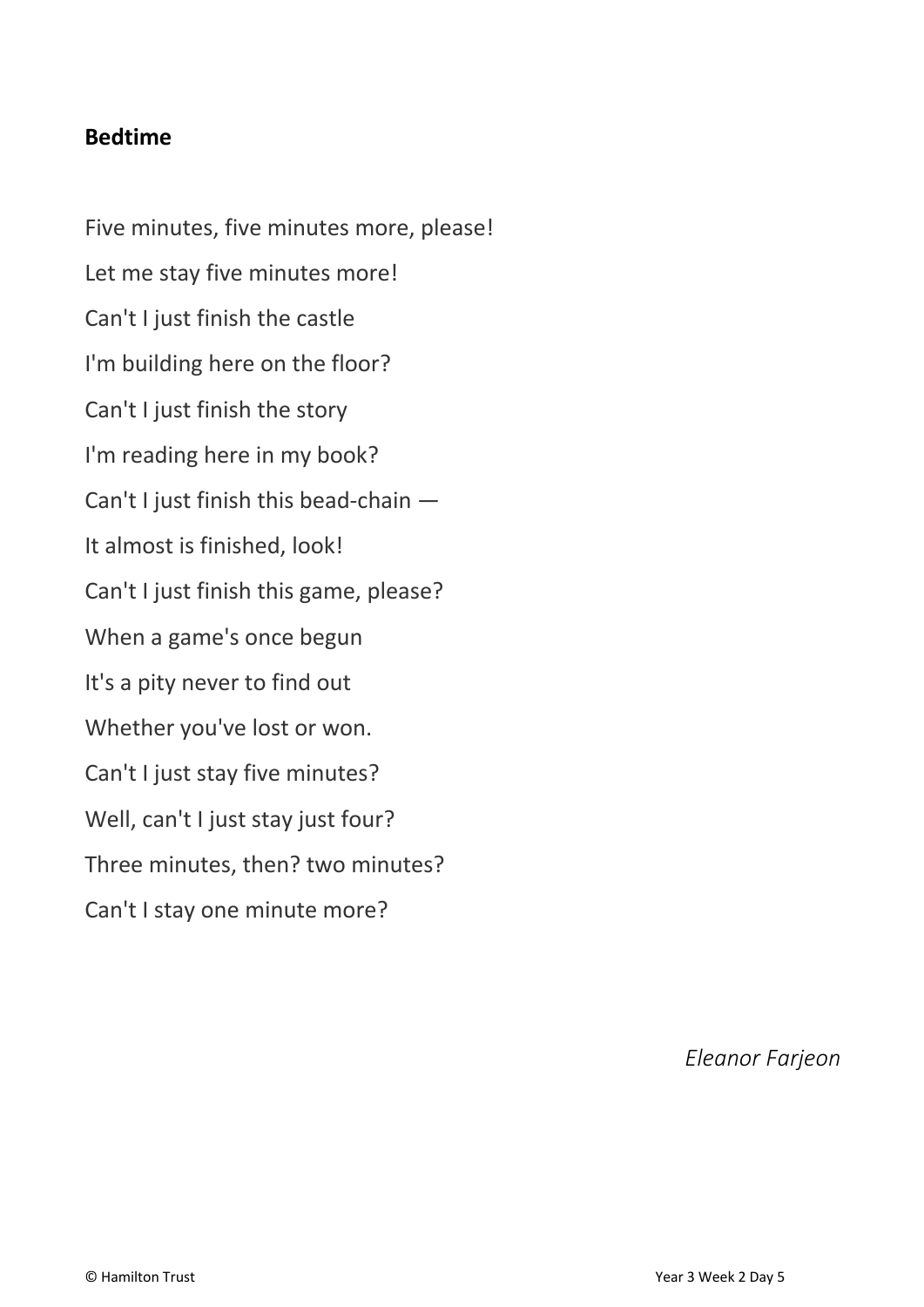**Bedtime**

Five minutes, five minutes more, please!  
Let me stay five minutes more!  
Can't I just finish the castle  
I'm building here on the floor?  
Can't I just finish the story  
I'm reading here in my book?  
Can't I just finish this bead-chain —  
It almost is finished, look!  
Can't I just finish this game, please?  
When a game's once begun  
It's a pity never to find out  
Whether you've lost or won.  
Can't I just stay five minutes?  
Well, can't I just stay just four?  
Three minutes, then? two minutes?  
Can't I stay one minute more?

*Eleanor Farjeon*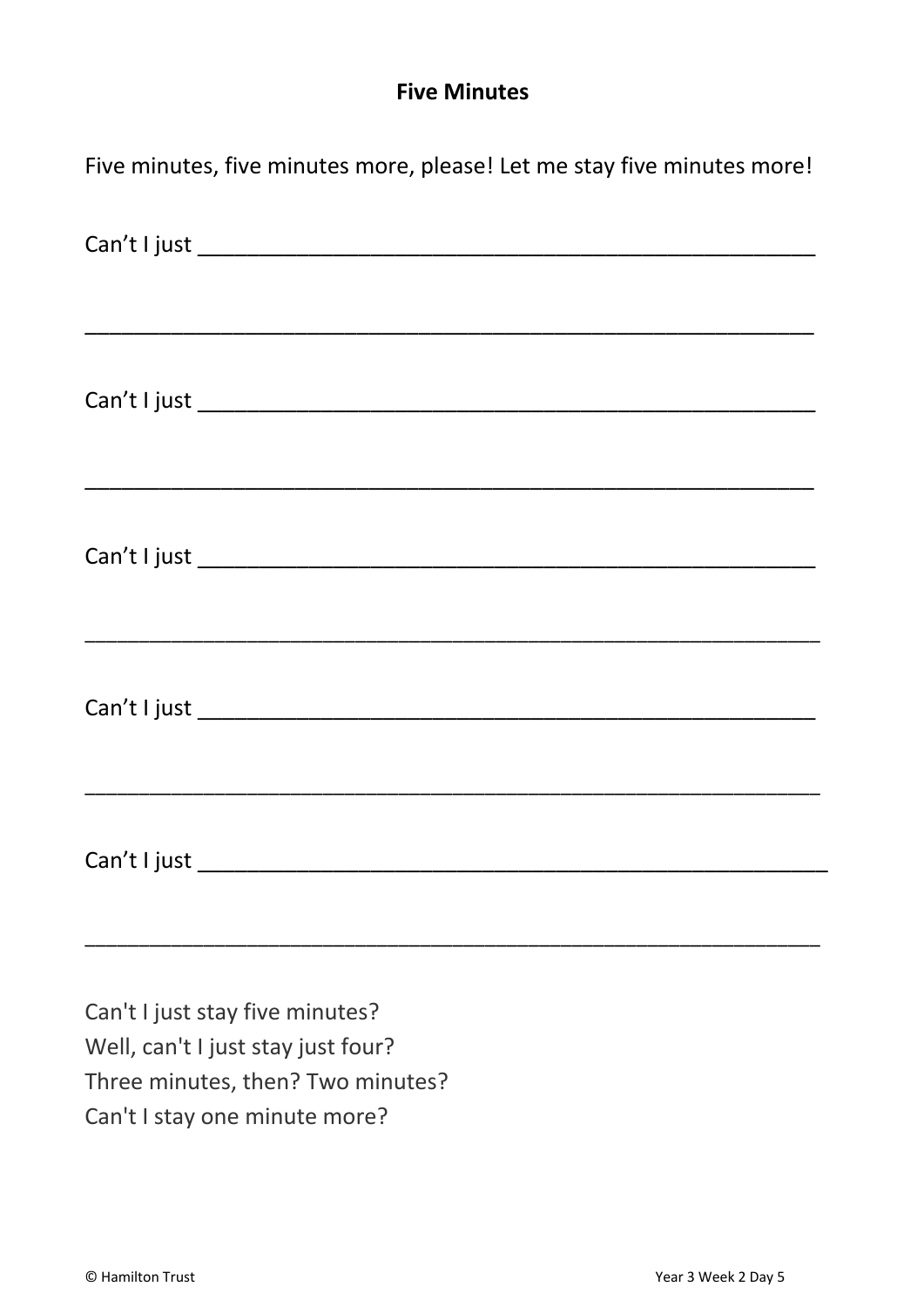## Five Minutes

Five minutes, five minutes more, please! Let me stay five minutes more!

Can't I just ______________________________________________

______________________________________________________

Can't I just ______________________________________________

______________________________________________________

Can't I just ______________________________________________

______________________________________________________

Can't I just ______________________________________________

______________________________________________________

Can't I just ______________________________________________

______________________________________________________

Can't I just stay five minutes?
Well, can't I just stay just four?
Three minutes, then? Two minutes?
Can't I stay one minute more?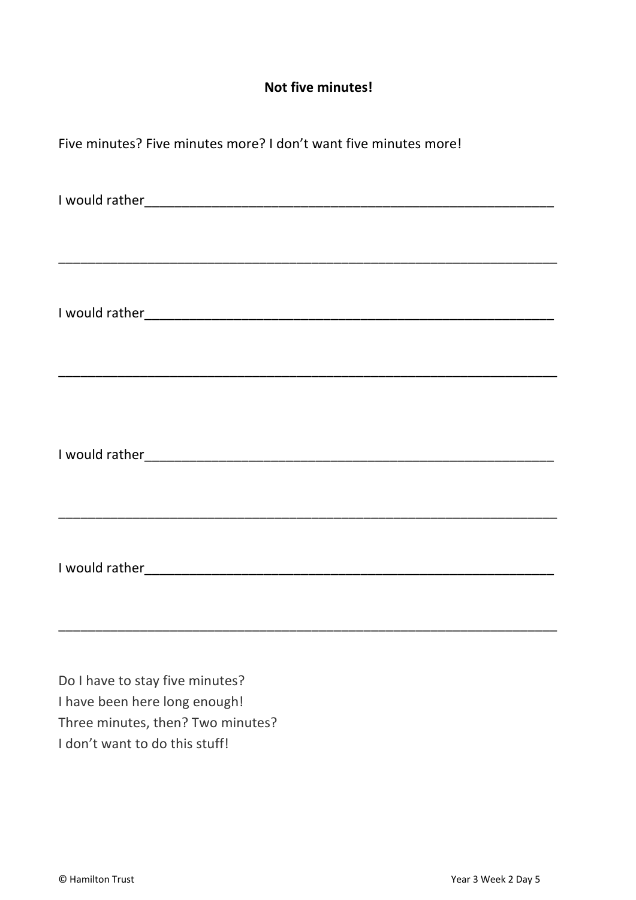**Not five minutes!**

Five minutes? Five minutes more? I don't want five minutes more!

I would rather\_\_\_\_\_\_\_\_\_\_\_\_\_\_\_\_\_\_\_\_\_\_\_\_\_\_\_\_\_\_\_\_\_\_\_\_\_\_\_\_\_\_\_\_\_\_\_\_\_\_\_\_\_\_\_\_

\_\_\_\_\_\_\_\_\_\_\_\_\_\_\_\_\_\_\_\_\_\_\_\_\_\_\_\_\_\_\_\_\_\_\_\_\_\_\_\_\_\_\_\_\_\_\_\_\_\_\_\_\_\_\_\_\_\_\_\_\_\_\_\_\_\_\_\_

I would rather\_\_\_\_\_\_\_\_\_\_\_\_\_\_\_\_\_\_\_\_\_\_\_\_\_\_\_\_\_\_\_\_\_\_\_\_\_\_\_\_\_\_\_\_\_\_\_\_\_\_\_\_\_\_\_\_

\_\_\_\_\_\_\_\_\_\_\_\_\_\_\_\_\_\_\_\_\_\_\_\_\_\_\_\_\_\_\_\_\_\_\_\_\_\_\_\_\_\_\_\_\_\_\_\_\_\_\_\_\_\_\_\_\_\_\_\_\_\_\_\_\_\_\_\_

I would rather\_\_\_\_\_\_\_\_\_\_\_\_\_\_\_\_\_\_\_\_\_\_\_\_\_\_\_\_\_\_\_\_\_\_\_\_\_\_\_\_\_\_\_\_\_\_\_\_\_\_\_\_\_\_\_\_

\_\_\_\_\_\_\_\_\_\_\_\_\_\_\_\_\_\_\_\_\_\_\_\_\_\_\_\_\_\_\_\_\_\_\_\_\_\_\_\_\_\_\_\_\_\_\_\_\_\_\_\_\_\_\_\_\_\_\_\_\_\_\_\_\_\_\_\_

I would rather\_\_\_\_\_\_\_\_\_\_\_\_\_\_\_\_\_\_\_\_\_\_\_\_\_\_\_\_\_\_\_\_\_\_\_\_\_\_\_\_\_\_\_\_\_\_\_\_\_\_\_\_\_\_\_\_

\_\_\_\_\_\_\_\_\_\_\_\_\_\_\_\_\_\_\_\_\_\_\_\_\_\_\_\_\_\_\_\_\_\_\_\_\_\_\_\_\_\_\_\_\_\_\_\_\_\_\_\_\_\_\_\_\_\_\_\_\_\_\_\_\_\_\_\_

Do I have to stay five minutes?
I have been here long enough!
Three minutes, then? Two minutes?
I don't want to do this stuff!